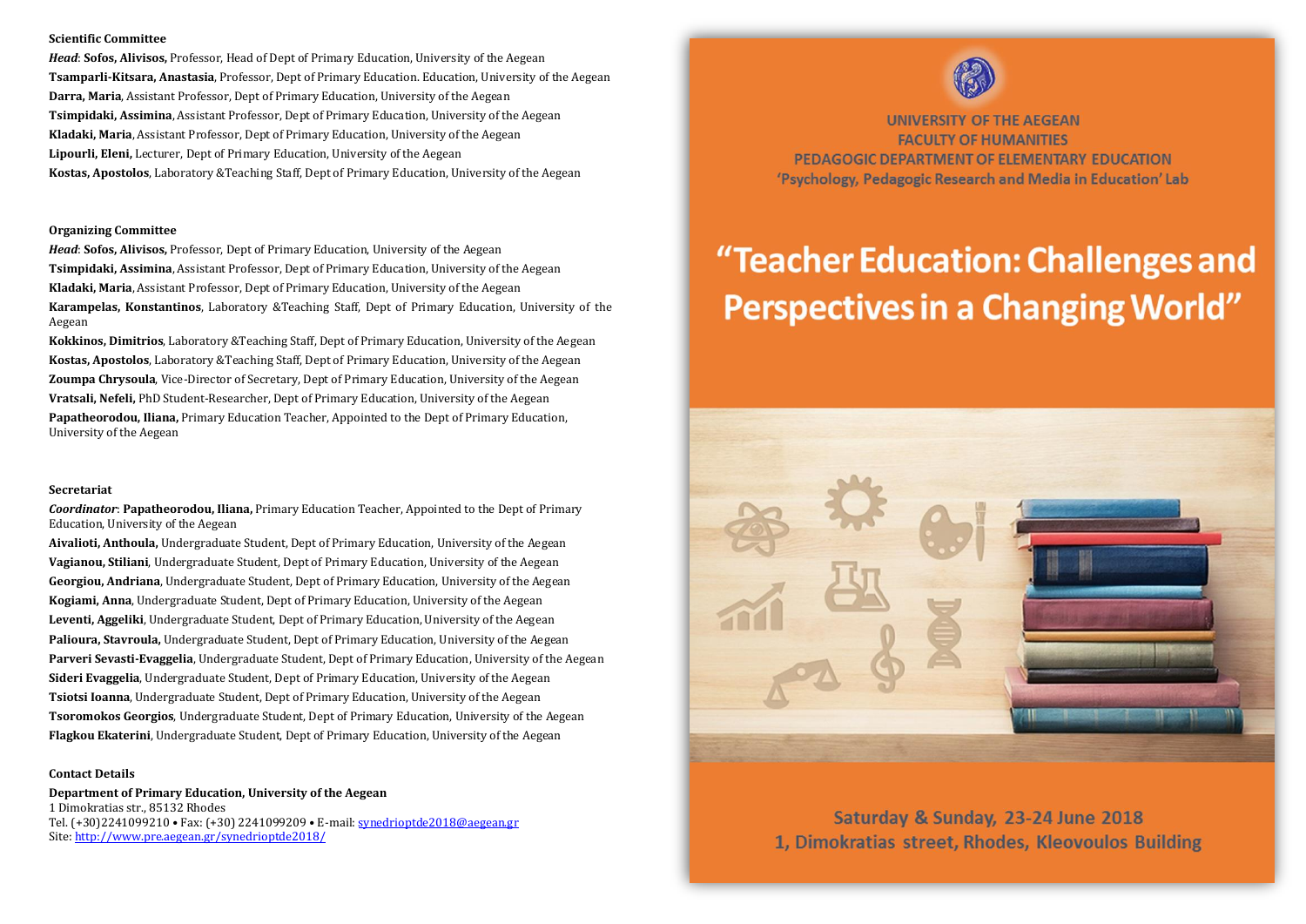**Scientific Committee**

*Head*: **Sofos, Alivisos,** Professor, Head of Dept of Primary Education, University of the Aegean
**Tsamparli-Kitsara, Anastasia**, Professor, Dept of Primary Education. Education, University of the Aegean
**Darra, Maria**, Assistant Professor, Dept of Primary Education, University of the Aegean
**Tsimpidaki, Assimina**, Assistant Professor, Dept of Primary Education, University of the Aegean
**Kladaki, Maria**, Assistant Professor, Dept of Primary Education, University of the Aegean
**Lipourli, Eleni,** Lecturer, Dept of Primary Education, University of the Aegean
**Kostas, Apostolos**, Laboratory &Teaching Staff, Dept of Primary Education, University of the Aegean

**Organizing Committee**

*Head*: **Sofos, Alivisos,** Professor, Dept of Primary Education, University of the Aegean
**Tsimpidaki, Assimina**, Assistant Professor, Dept of Primary Education, University of the Aegean
**Kladaki, Maria**, Assistant Professor, Dept of Primary Education, University of the Aegean
**Karampelas, Konstantinos**, Laboratory &Teaching Staff, Dept of Primary Education, University of the Aegean
**Kokkinos, Dimitrios**, Laboratory &Teaching Staff, Dept of Primary Education, University of the Aegean
**Kostas, Apostolos**, Laboratory &Teaching Staff, Dept of Primary Education, University of the Aegean
**Zoumpa Chrysoula**, Vice-Director of Secretary, Dept of Primary Education, University of the Aegean
**Vratsali, Nefeli,** PhD Student-Researcher, Dept of Primary Education, University of the Aegean
**Papatheorodou, Iliana,** Primary Education Teacher, Appointed to the Dept of Primary Education, University of the Aegean

**Secretariat**

*Coordinator*: **Papatheorodou, Iliana,** Primary Education Teacher, Appointed to the Dept of Primary Education, University of the Aegean
**Aivalioti, Anthoula,** Undergraduate Student, Dept of Primary Education, University of the Aegean
**Vagianou, Stiliani**, Undergraduate Student, Dept of Primary Education, University of the Aegean
**Georgiou, Andriana**, Undergraduate Student, Dept of Primary Education, University of the Aegean
**Kogiami, Anna**, Undergraduate Student, Dept of Primary Education, University of the Aegean
**Leventi, Aggeliki**, Undergraduate Student, Dept of Primary Education, University of the Aegean
**Palioura, Stavroula,** Undergraduate Student, Dept of Primary Education, University of the Aegean
**Parveri Sevasti-Evaggelia**, Undergraduate Student, Dept of Primary Education, University of the Aegean
**Sideri Evaggelia**, Undergraduate Student, Dept of Primary Education, University of the Aegean
**Tsiotsi Ioanna**, Undergraduate Student, Dept of Primary Education, University of the Aegean
**Tsoromokos Georgios**, Undergraduate Student, Dept of Primary Education, University of the Aegean
**Flagkou Ekaterini**, Undergraduate Student, Dept of Primary Education, University of the Aegean

**Contact Details**

**Department of Primary Education, University of the Aegean**
1 Dimokratias str., 85132 Rhodes
Tel. (+30)2241099210 • Fax: (+30) 2241099209 • E-mail: synedrioptde2018@aegean.gr
Site: http://www.pre.aegean.gr/synedrioptde2018/

**UNIVERSITY OF THE AEGEAN**
**FACULTY OF HUMANITIES**
**PEDAGOGIC DEPARTMENT OF ELEMENTARY EDUCATION**
**'Psychology, Pedagogic Research and Media in Education' Lab**

# "Teacher Education: Challenges and Perspectives in a Changing World"

**Saturday & Sunday, 23-24 June 2018**
**1, Dimokratias street, Rhodes, Kleovoulos Building**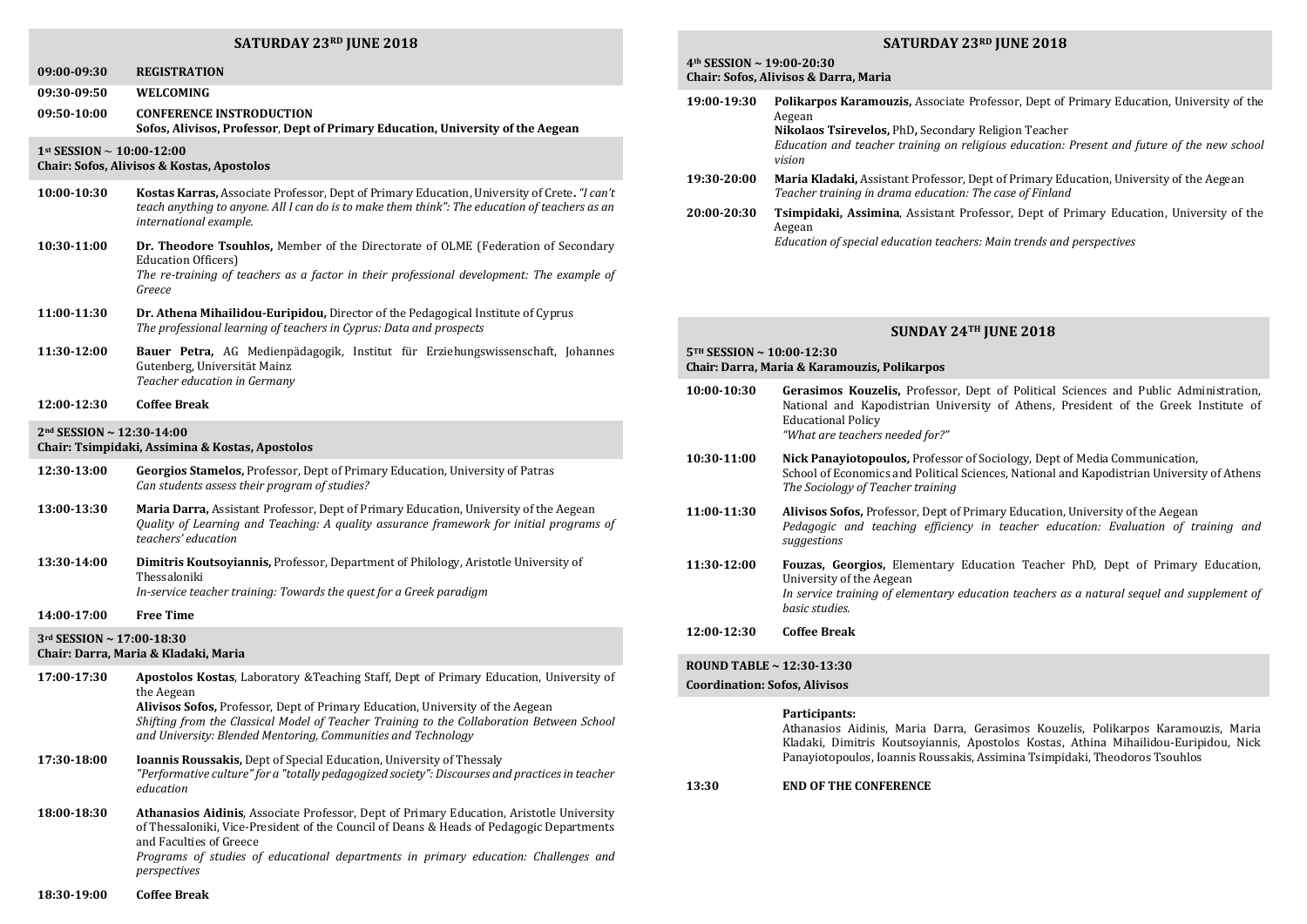## SATURDAY 23RD JUNE 2018

**09:00-09:30** **REGISTRATION**

**09:30-09:50** **WELCOMING**

**09:50-10:00** **CONFERENCE INSTRODUCTION**
**Sofos, Alivisos, Professor, Dept of Primary Education, University of the Aegean**

### 1st SESSION ~ 10:00-12:00
**Chair: Sofos, Alivisos & Kostas, Apostolos**

**10:00-10:30** **Kostas Karras,** Associate Professor, Dept of Primary Education, University of Crete**.** *"I can't teach anything to anyone. All I can do is to make them think": The education of teachers as an international example.*

**10:30-11:00** **Dr. Theodore Tsouhlos,** Member of the Directorate of OLME (Federation of Secondary Education Officers)
*The re-training of teachers as a factor in their professional development: The example of Greece*

**11:00-11:30** **Dr. Athena Mihailidou-Euripidou,** Director of the Pedagogical Institute of Cyprus
*The professional learning of teachers in Cyprus: Data and prospects*

**11:30-12:00** **Bauer Petra,** AG Medienpädagogik, Institut für Erziehungswissenschaft, Johannes Gutenberg, Universität Mainz
*Teacher education in Germany*

**12:00-12:30** **Coffee Break**

### 2nd SESSION ~ 12:30-14:00
**Chair: Tsimpidaki, Assimina & Kostas, Apostolos**

**12:30-13:00** **Georgios Stamelos,** Professor, Dept of Primary Education, University of Patras
*Can students assess their program of studies?*

**13:00-13:30** **Maria Darra,** Assistant Professor, Dept of Primary Education, University of the Aegean
*Quality of Learning and Teaching: A quality assurance framework for initial programs of teachers' education*

**13:30-14:00** **Dimitris Koutsoyiannis,** Professor, Department of Philology, Aristotle University of Thessaloniki
*In-service teacher training: Towards the quest for a Greek paradigm*

**14:00-17:00** **Free Time**

### 3rd SESSION ~ 17:00-18:30
**Chair: Darra, Maria & Kladaki, Maria**

**17:00-17:30** **Apostolos Kostas**, Laboratory &Teaching Staff, Dept of Primary Education, University of the Aegean
**Alivisos Sofos,** Professor, Dept of Primary Education, University of the Aegean
*Shifting from the Classical Model of Teacher Training to the Collaboration Between School and University: Blended Mentoring, Communities and Technology*

**17:30-18:00** **Ioannis Roussakis,** Dept of Special Education, University of Thessaly
*"Performative culture" for a "totally pedagogized society": Discourses and practices in teacher education*

**18:00-18:30** **Athanasios Aidinis**, Associate Professor, Dept of Primary Education, Aristotle University of Thessaloniki, Vice-President of the Council of Deans & Heads of Pedagogic Departments and Faculties of Greece
*Programs of studies of educational departments in primary education: Challenges and perspectives*

**18:30-19:00** **Coffee Break**

## SATURDAY 23RD JUNE 2018

### 4th SESSION ~ 19:00-20:30
**Chair: Sofos, Alivisos & Darra, Maria**

**19:00-19:30** **Polikarpos Karamouzis,** Associate Professor, Dept of Primary Education, University of the Aegean
**Nikolaos Tsirevelos,** PhD**,** Secondary Religion Teacher
*Education and teacher training on religious education: Present and future of the new school vision*

**19:30-20:00** **Maria Kladaki,** Assistant Professor, Dept of Primary Education, University of the Aegean
*Teacher training in drama education: The case of Finland*

**20:00-20:30** **Tsimpidaki, Assimina**, Assistant Professor, Dept of Primary Education, University of the Aegean
*Education of special education teachers: Main trends and perspectives*

## SUNDAY 24TH JUNE 2018

### 5TH SESSION ~ 10:00-12:30
**Chair: Darra, Maria & Karamouzis, Polikarpos**

**10:00-10:30** **Gerasimos Kouzelis,** Professor, Dept of Political Sciences and Public Administration, National and Kapodistrian University of Athens, President of the Greek Institute of Educational Policy
*"What are teachers needed for?"*

**10:30-11:00** **Nick Panayiotopoulos,** Professor of Sociology, Dept of Media Communication, School of Economics and Political Sciences, National and Kapodistrian University of Athens
*The Sociology of Teacher training*

**11:00-11:30** **Alivisos Sofos,** Professor, Dept of Primary Education, University of the Aegean
*Pedagogic and teaching efficiency in teacher education: Evaluation of training and suggestions*

**11:30-12:00** **Fouzas, Georgios,** Elementary Education Teacher PhD, Dept of Primary Education, University of the Aegean
*In service training of elementary education teachers as a natural sequel and supplement of basic studies.*

**12:00-12:30** **Coffee Break**

### ROUND TABLE ~ 12:30-13:30
**Coordination: Sofos, Alivisos**

**Participants:**
Athanasios Aidinis, Maria Darra, Gerasimos Kouzelis, Polikarpos Karamouzis, Maria Kladaki, Dimitris Koutsoyiannis, Apostolos Kostas, Athina Mihailidou-Euripidou, Nick Panayiotopoulos, Ioannis Roussakis, Assimina Tsimpidaki, Theodoros Tsouhlos

**13:30** **END OF THE CONFERENCE**